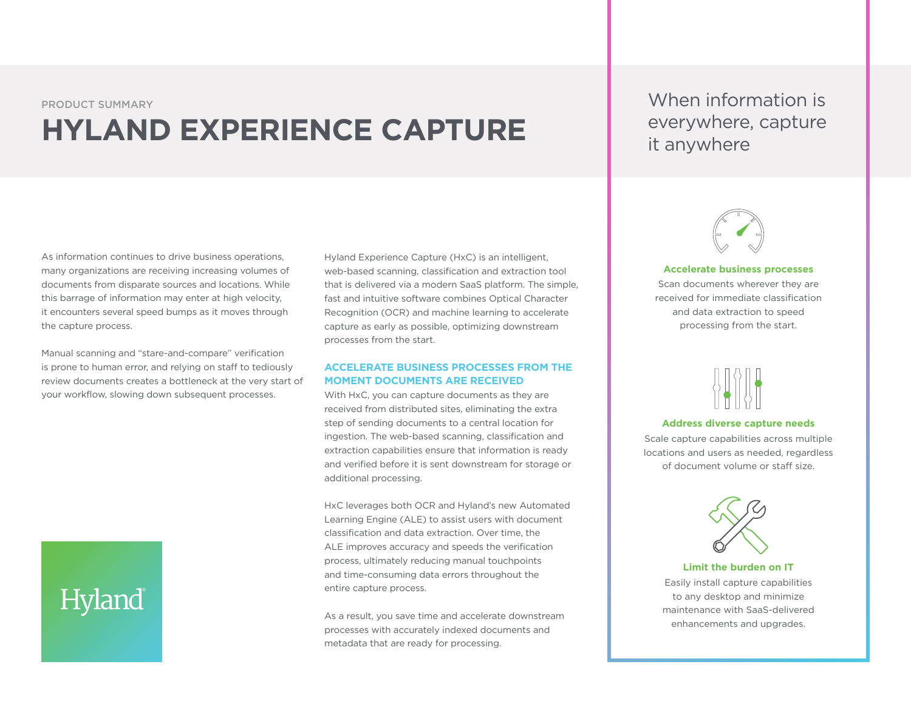PRODUCT SUMMARY

# HYLAND EXPERIENCE CAPTURE

As information continues to drive business operations, many organizations are receiving increasing volumes of documents from disparate sources and locations. While this barrage of information may enter at high velocity, it encounters several speed bumps as it moves through the capture process.

Manual scanning and "stare-and-compare" verification is prone to human error, and relying on staff to tediously review documents creates a bottleneck at the very start of your workflow, slowing down subsequent processes.

Hyland Experience Capture (HxC) is an intelligent, web-based scanning, classification and extraction tool that is delivered via a modern SaaS platform. The simple, fast and intuitive software combines Optical Character Recognition (OCR) and machine learning to accelerate capture as early as possible, optimizing downstream processes from the start.

## ACCELERATE BUSINESS PROCESSES FROM THE MOMENT DOCUMENTS ARE RECEIVED

With HxC, you can capture documents as they are received from distributed sites, eliminating the extra step of sending documents to a central location for ingestion. The web-based scanning, classification and extraction capabilities ensure that information is ready and verified before it is sent downstream for storage or additional processing.

HxC leverages both OCR and Hyland's new Automated Learning Engine (ALE) to assist users with document classification and data extraction. Over time, the ALE improves accuracy and speeds the verification process, ultimately reducing manual touchpoints and time-consuming data errors throughout the entire capture process.

As a result, you save time and accelerate downstream processes with accurately indexed documents and metadata that are ready for processing.

Hyland

## When information is everywhere, capture it anywhere

**Accelerate business processes**

Scan documents wherever they are received for immediate classification and data extraction to speed processing from the start.

**Address diverse capture needs**

Scale capture capabilities across multiple locations and users as needed, regardless of document volume or staff size.

**Limit the burden on IT**

Easily install capture capabilities to any desktop and minimize maintenance with SaaS-delivered enhancements and upgrades.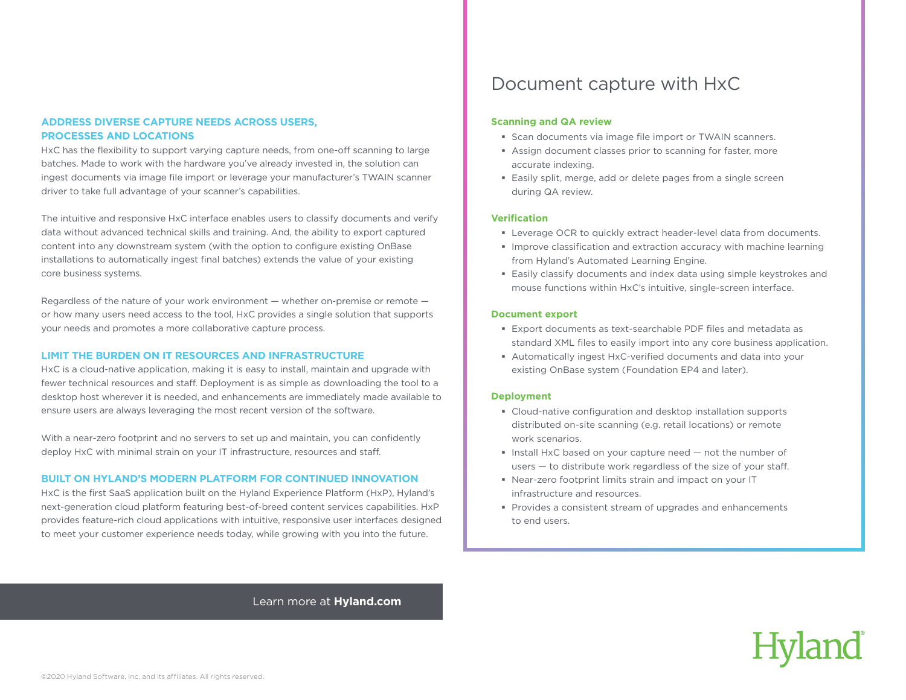### ADDRESS DIVERSE CAPTURE NEEDS ACROSS USERS, PROCESSES AND LOCATIONS

HxC has the flexibility to support varying capture needs, from one-off scanning to large batches. Made to work with the hardware you've already invested in, the solution can ingest documents via image file import or leverage your manufacturer's TWAIN scanner driver to take full advantage of your scanner's capabilities.

The intuitive and responsive HxC interface enables users to classify documents and verify data without advanced technical skills and training. And, the ability to export captured content into any downstream system (with the option to configure existing OnBase installations to automatically ingest final batches) extends the value of your existing core business systems.

Regardless of the nature of your work environment — whether on-premise or remote — or how many users need access to the tool, HxC provides a single solution that supports your needs and promotes a more collaborative capture process.

### LIMIT THE BURDEN ON IT RESOURCES AND INFRASTRUCTURE

HxC is a cloud-native application, making it is easy to install, maintain and upgrade with fewer technical resources and staff. Deployment is as simple as downloading the tool to a desktop host wherever it is needed, and enhancements are immediately made available to ensure users are always leveraging the most recent version of the software.

With a near-zero footprint and no servers to set up and maintain, you can confidently deploy HxC with minimal strain on your IT infrastructure, resources and staff.

### BUILT ON HYLAND'S MODERN PLATFORM FOR CONTINUED INNOVATION

HxC is the first SaaS application built on the Hyland Experience Platform (HxP), Hyland's next-generation cloud platform featuring best-of-breed content services capabilities. HxP provides feature-rich cloud applications with intuitive, responsive user interfaces designed to meet your customer experience needs today, while growing with you into the future.

## Document capture with HxC

**Scanning and QA review**

- Scan documents via image file import or TWAIN scanners.
- Assign document classes prior to scanning for faster, more accurate indexing.
- Easily split, merge, add or delete pages from a single screen during QA review.

**Verification**

- Leverage OCR to quickly extract header-level data from documents.
- Improve classification and extraction accuracy with machine learning from Hyland's Automated Learning Engine.
- Easily classify documents and index data using simple keystrokes and mouse functions within HxC's intuitive, single-screen interface.

**Document export**

- Export documents as text-searchable PDF files and metadata as standard XML files to easily import into any core business application.
- Automatically ingest HxC-verified documents and data into your existing OnBase system (Foundation EP4 and later).

**Deployment**

- Cloud-native configuration and desktop installation supports distributed on-site scanning (e.g. retail locations) or remote work scenarios.
- Install HxC based on your capture need — not the number of users — to distribute work regardless of the size of your staff.
- Near-zero footprint limits strain and impact on your IT infrastructure and resources.
- Provides a consistent stream of upgrades and enhancements to end users.

Learn more at **Hyland.com**

Hyland

©2020 Hyland Software, Inc. and its affiliates. All rights reserved.